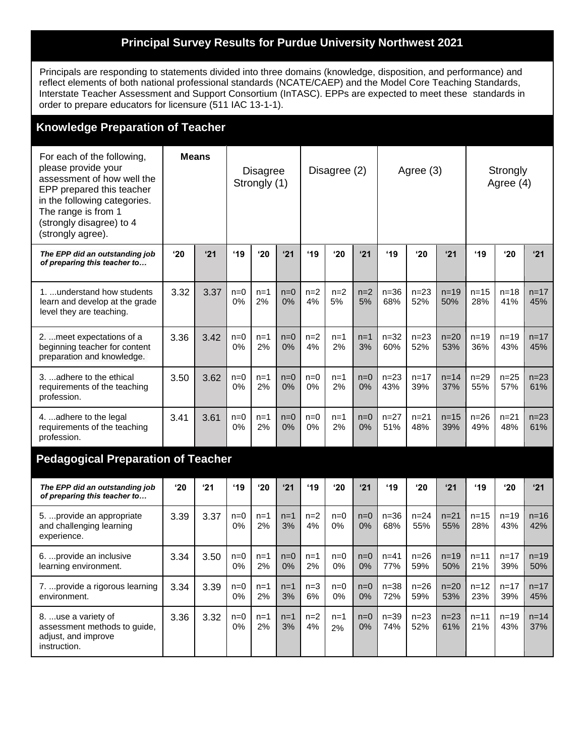# Principal Survey Results for Purdue University Northwest 2021

Principals are responding to statements divided into three domains (knowledge, disposition, and performance) and reflect elements of both national professional standards (NCATE/CAEP) and the Model Core Teaching Standards, Interstate Teacher Assessment and Support Consortium (InTASC). EPPs are expected to meet these standards in order to prepare educators for licensure (511 IAC 13-1-1).

## Knowledge Preparation of Teacher

| For each of the following, please provide your assessment of how well the EPP prepared this teacher in the following categories. The range is from 1 (strongly disagree) to 4 (strongly agree). | Means | | Disagree Strongly (1) | | | Disagree (2) | | | Agree (3) | | | Strongly Agree (4) | | |
|---|---|---|---|---|---|---|---|---|---|---|---|---|---|---|
| ***The EPP did an outstanding job of preparing this teacher to…*** | **'20** | **'21** | **'19** | **'20** | **'21** | **'19** | **'20** | **'21** | **'19** | **'20** | **'21** | **'19** | **'20** | **'21** |
| 1. ...understand how students learn and develop at the grade level they are teaching. | 3.32 | 3.37 | n=0 0% | n=1 2% | n=0 0% | n=2 4% | n=2 5% | n=2 5% | n=36 68% | n=23 52% | n=19 50% | n=15 28% | n=18 41% | n=17 45% |
| 2. ...meet expectations of a beginning teacher for content preparation and knowledge. | 3.36 | 3.42 | n=0 0% | n=1 2% | n=0 0% | n=2 4% | n=1 2% | n=1 3% | n=32 60% | n=23 52% | n=20 53% | n=19 36% | n=19 43% | n=17 45% |
| 3. ...adhere to the ethical requirements of the teaching profession. | 3.50 | 3.62 | n=0 0% | n=1 2% | n=0 0% | n=0 0% | n=1 2% | n=0 0% | n=23 43% | n=17 39% | n=14 37% | n=29 55% | n=25 57% | n=23 61% |
| 4. ...adhere to the legal requirements of the teaching profession. | 3.41 | 3.61 | n=0 0% | n=1 2% | n=0 0% | n=0 0% | n=1 2% | n=0 0% | n=27 51% | n=21 48% | n=15 39% | n=26 49% | n=21 48% | n=23 61% |

## Pedagogical Preparation of Teacher

| ***The EPP did an outstanding job of preparing this teacher to…*** | **'20** | **'21** | **'19** | **'20** | **'21** | **'19** | **'20** | **'21** | **'19** | **'20** | **'21** | **'19** | **'20** | **'21** |
|---|---|---|---|---|---|---|---|---|---|---|---|---|---|---|
| 5. ...provide an appropriate and challenging learning experience. | 3.39 | 3.37 | n=0 0% | n=1 2% | n=1 3% | n=2 4% | n=0 0% | n=0 0% | n=36 68% | n=24 55% | n=21 55% | n=15 28% | n=19 43% | n=16 42% |
| 6. ...provide an inclusive learning environment. | 3.34 | 3.50 | n=0 0% | n=1 2% | n=0 0% | n=1 2% | n=0 0% | n=0 0% | n=41 77% | n=26 59% | n=19 50% | n=11 21% | n=17 39% | n=19 50% |
| 7. ...provide a rigorous learning environment. | 3.34 | 3.39 | n=0 0% | n=1 2% | n=1 3% | n=3 6% | n=0 0% | n=0 0% | n=38 72% | n=26 59% | n=20 53% | n=12 23% | n=17 39% | n=17 45% |
| 8. ...use a variety of assessment methods to guide, adjust, and improve instruction. | 3.36 | 3.32 | n=0 0% | n=1 2% | n=1 3% | n=2 4% | n=1 2% | n=0 0% | n=39 74% | n=23 52% | n=23 61% | n=11 21% | n=19 43% | n=14 37% |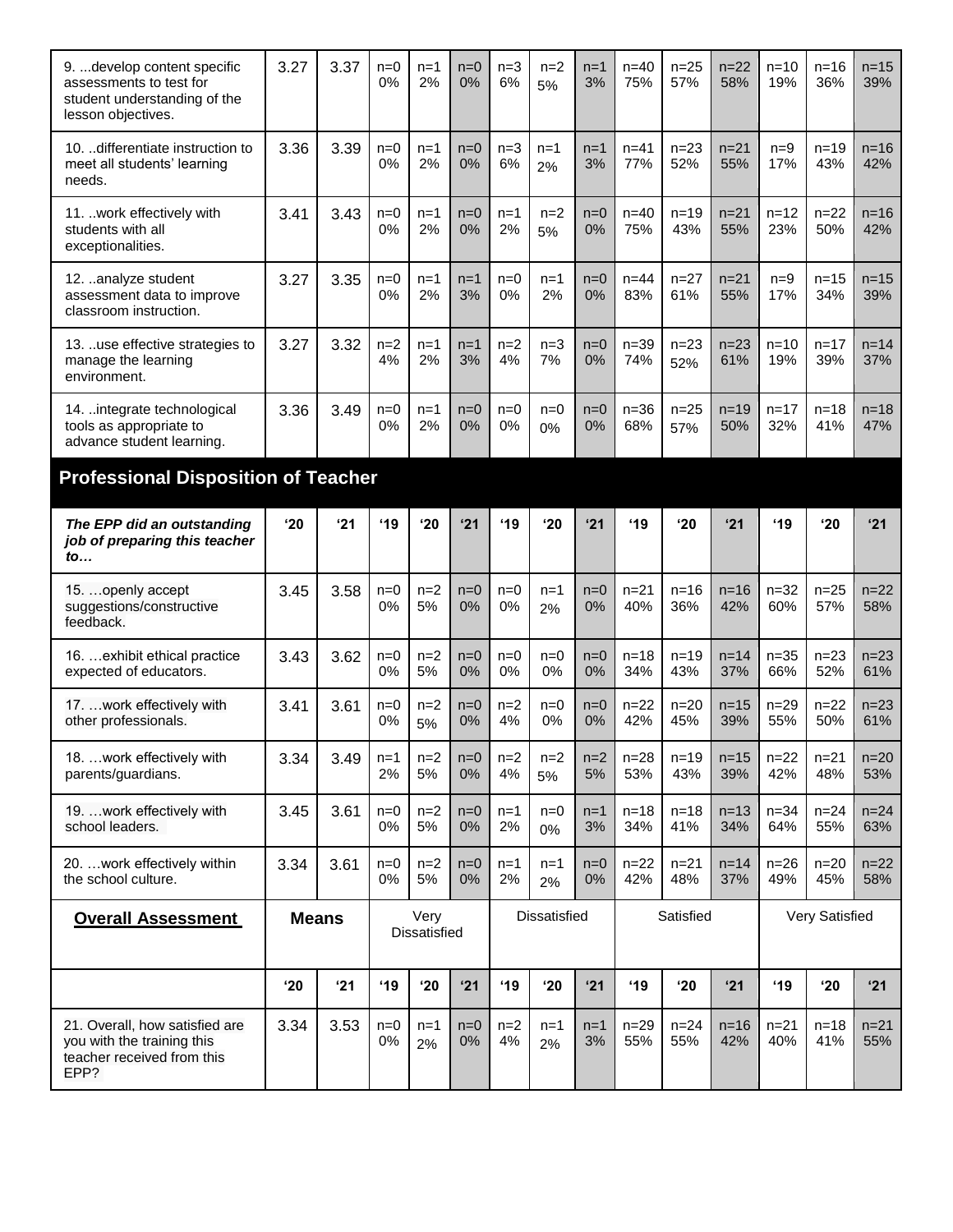| | | | | | | | | | | | | | | |
|---|---|---|---|---|---|---|---|---|---|---|---|---|---|---|
| 9. ...develop content specific assessments to test for student understanding of the lesson objectives. | 3.27 | 3.37 | n=0 0% | n=1 2% | n=0 0% | n=3 6% | n=2 5% | n=1 3% | n=40 75% | n=25 57% | n=22 58% | n=10 19% | n=16 36% | n=15 39% |
| 10. ..differentiate instruction to meet all students' learning needs. | 3.36 | 3.39 | n=0 0% | n=1 2% | n=0 0% | n=3 6% | n=1 2% | n=1 3% | n=41 77% | n=23 52% | n=21 55% | n=9 17% | n=19 43% | n=16 42% |
| 11. ..work effectively with students with all exceptionalities. | 3.41 | 3.43 | n=0 0% | n=1 2% | n=0 0% | n=1 2% | n=2 5% | n=0 0% | n=40 75% | n=19 43% | n=21 55% | n=12 23% | n=22 50% | n=16 42% |
| 12. ..analyze student assessment data to improve classroom instruction. | 3.27 | 3.35 | n=0 0% | n=1 2% | n=1 3% | n=0 0% | n=1 2% | n=0 0% | n=44 83% | n=27 61% | n=21 55% | n=9 17% | n=15 34% | n=15 39% |
| 13. ..use effective strategies to manage the learning environment. | 3.27 | 3.32 | n=2 4% | n=1 2% | n=1 3% | n=2 4% | n=3 7% | n=0 0% | n=39 74% | n=23 52% | n=23 61% | n=10 19% | n=17 39% | n=14 37% |
| 14. ..integrate technological tools as appropriate to advance student learning. | 3.36 | 3.49 | n=0 0% | n=1 2% | n=0 0% | n=0 0% | n=0 0% | n=0 0% | n=36 68% | n=25 57% | n=19 50% | n=17 32% | n=18 41% | n=18 47% |
| **Professional Disposition of Teacher** | | | | | | | | | | | | | | |
| ***The EPP did an outstanding job of preparing this teacher to…*** | **'20** | **'21** | **'19** | **'20** | **'21** | **'19** | **'20** | **'21** | **'19** | **'20** | **'21** | **'19** | **'20** | **'21** |
| 15. …openly accept suggestions/constructive feedback. | 3.45 | 3.58 | n=0 0% | n=2 5% | n=0 0% | n=0 0% | n=1 2% | n=0 0% | n=21 40% | n=16 36% | n=16 42% | n=32 60% | n=25 57% | n=22 58% |
| 16. …exhibit ethical practice expected of educators. | 3.43 | 3.62 | n=0 0% | n=2 5% | n=0 0% | n=0 0% | n=0 0% | n=0 0% | n=18 34% | n=19 43% | n=14 37% | n=35 66% | n=23 52% | n=23 61% |
| 17. …work effectively with other professionals. | 3.41 | 3.61 | n=0 0% | n=2 5% | n=0 0% | n=2 4% | n=0 0% | n=0 0% | n=22 42% | n=20 45% | n=15 39% | n=29 55% | n=22 50% | n=23 61% |
| 18. …work effectively with parents/guardians. | 3.34 | 3.49 | n=1 2% | n=2 5% | n=0 0% | n=2 4% | n=2 5% | n=2 5% | n=28 53% | n=19 43% | n=15 39% | n=22 42% | n=21 48% | n=20 53% |
| 19. …work effectively with school leaders. | 3.45 | 3.61 | n=0 0% | n=2 5% | n=0 0% | n=1 2% | n=0 0% | n=1 3% | n=18 34% | n=18 41% | n=13 34% | n=34 64% | n=24 55% | n=24 63% |
| 20. …work effectively within the school culture. | 3.34 | 3.61 | n=0 0% | n=2 5% | n=0 0% | n=1 2% | n=1 2% | n=0 0% | n=22 42% | n=21 48% | n=14 37% | n=26 49% | n=20 45% | n=22 58% |
| **Overall Assessment** | **Means** | | Very Dissatisfied | | | Dissatisfied | | | Satisfied | | | Very Satisfied | | |
| | **'20** | **'21** | **'19** | **'20** | **'21** | **'19** | **'20** | **'21** | **'19** | **'20** | **'21** | **'19** | **'20** | **'21** |
| 21. Overall, how satisfied are you with the training this teacher received from this EPP? | 3.34 | 3.53 | n=0 0% | n=1 2% | n=0 0% | n=2 4% | n=1 2% | n=1 3% | n=29 55% | n=24 55% | n=16 42% | n=21 40% | n=18 41% | n=21 55% |